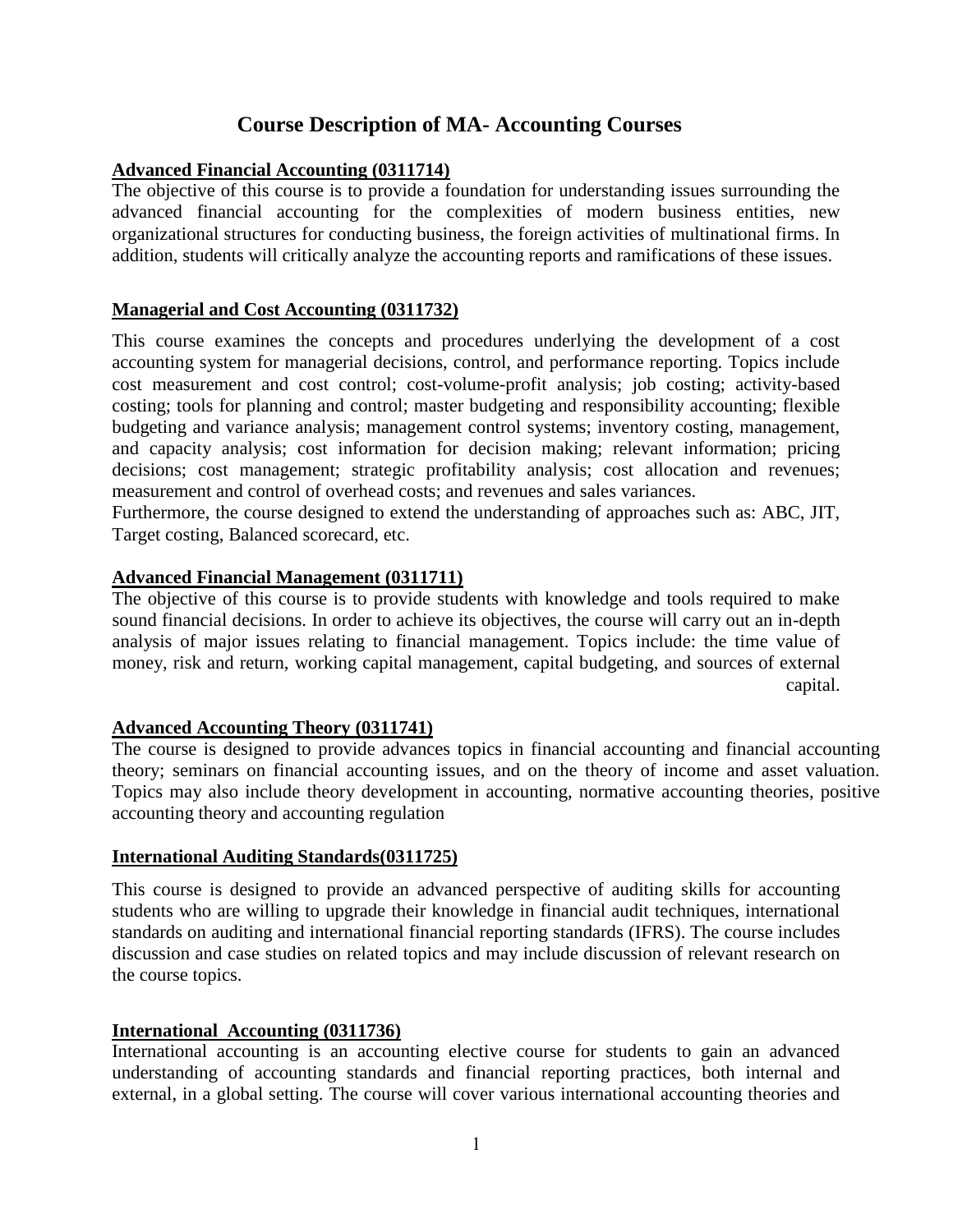# Course Description of MA- Accounting Courses

**Advanced Financial Accounting (0311714)**

The objective of this course is to provide a foundation for understanding issues surrounding the advanced financial accounting for the complexities of modern business entities, new organizational structures for conducting business, the foreign activities of multinational firms. In addition, students will critically analyze the accounting reports and ramifications of these issues.

**Managerial and Cost Accounting (0311732)**

This course examines the concepts and procedures underlying the development of a cost accounting system for managerial decisions, control, and performance reporting. Topics include cost measurement and cost control; cost-volume-profit analysis; job costing; activity-based costing; tools for planning and control; master budgeting and responsibility accounting; flexible budgeting and variance analysis; management control systems; inventory costing, management, and capacity analysis; cost information for decision making; relevant information; pricing decisions; cost management; strategic profitability analysis; cost allocation and revenues; measurement and control of overhead costs; and revenues and sales variances.

Furthermore, the course designed to extend the understanding of approaches such as: ABC, JIT, Target costing, Balanced scorecard, etc.

**Advanced Financial Management (0311711)**

The objective of this course is to provide students with knowledge and tools required to make sound financial decisions. In order to achieve its objectives, the course will carry out an in-depth analysis of major issues relating to financial management. Topics include: the time value of money, risk and return, working capital management, capital budgeting, and sources of external capital.

**Advanced Accounting Theory (0311741)**

The course is designed to provide advances topics in financial accounting and financial accounting theory; seminars on financial accounting issues, and on the theory of income and asset valuation. Topics may also include theory development in accounting, normative accounting theories, positive accounting theory and accounting regulation

**International Auditing Standards(0311725)**

This course is designed to provide an advanced perspective of auditing skills for accounting students who are willing to upgrade their knowledge in financial audit techniques, international standards on auditing and international financial reporting standards (IFRS). The course includes discussion and case studies on related topics and may include discussion of relevant research on the course topics.

**International Accounting (0311736)**

International accounting is an accounting elective course for students to gain an advanced understanding of accounting standards and financial reporting practices, both internal and external, in a global setting. The course will cover various international accounting theories and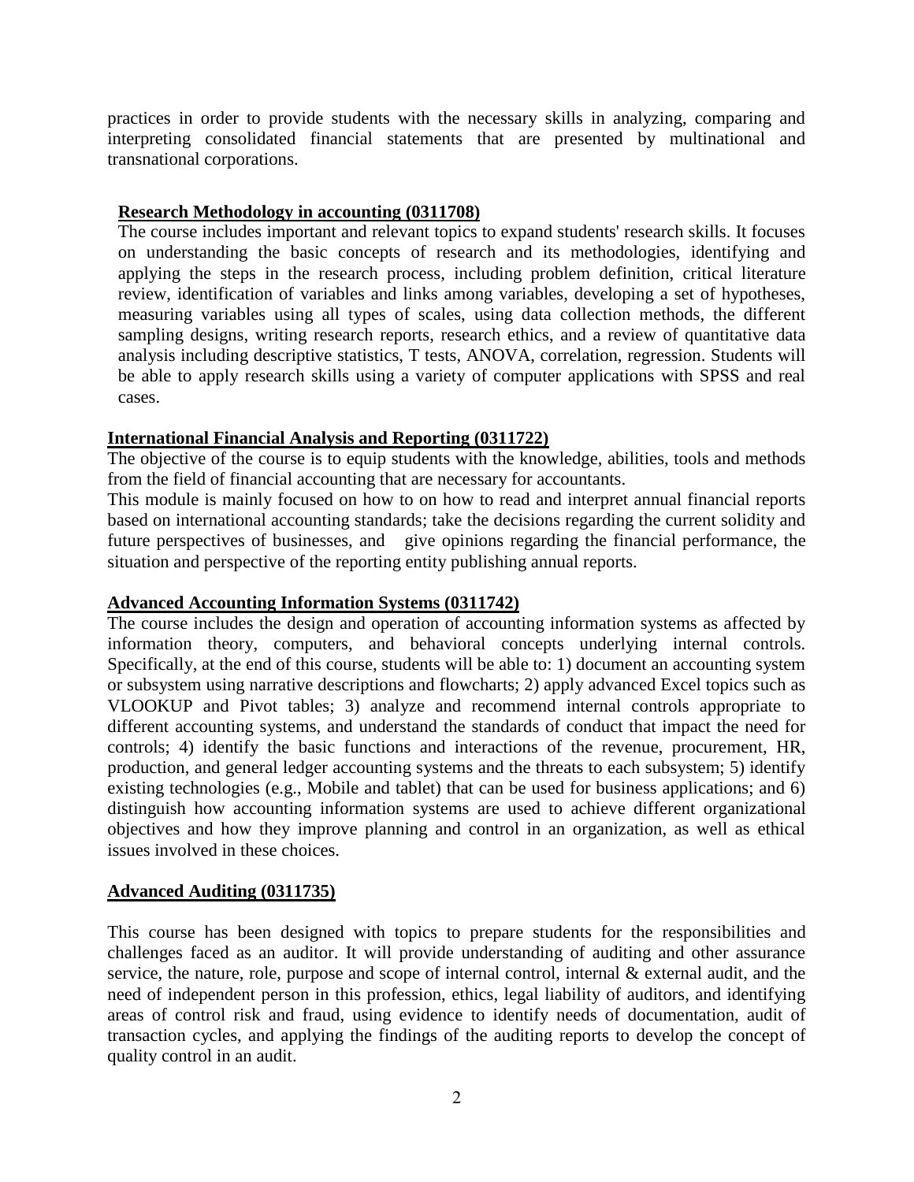practices in order to provide students with the necessary skills in analyzing, comparing and interpreting consolidated financial statements that are presented by multinational and transnational corporations.

**Research Methodology in accounting (0311708)**

The course includes important and relevant topics to expand students' research skills. It focuses on understanding the basic concepts of research and its methodologies, identifying and applying the steps in the research process, including problem definition, critical literature review, identification of variables and links among variables, developing a set of hypotheses, measuring variables using all types of scales, using data collection methods, the different sampling designs, writing research reports, research ethics, and a review of quantitative data analysis including descriptive statistics, T tests, ANOVA, correlation, regression. Students will be able to apply research skills using a variety of computer applications with SPSS and real cases.

**International Financial Analysis and Reporting (0311722)**

The objective of the course is to equip students with the knowledge, abilities, tools and methods from the field of financial accounting that are necessary for accountants.

This module is mainly focused on how to on how to read and interpret annual financial reports based on international accounting standards; take the decisions regarding the current solidity and future perspectives of businesses, and give opinions regarding the financial performance, the situation and perspective of the reporting entity publishing annual reports.

**Advanced Accounting Information Systems (0311742)**

The course includes the design and operation of accounting information systems as affected by information theory, computers, and behavioral concepts underlying internal controls. Specifically, at the end of this course, students will be able to: 1) document an accounting system or subsystem using narrative descriptions and flowcharts; 2) apply advanced Excel topics such as VLOOKUP and Pivot tables; 3) analyze and recommend internal controls appropriate to different accounting systems, and understand the standards of conduct that impact the need for controls; 4) identify the basic functions and interactions of the revenue, procurement, HR, production, and general ledger accounting systems and the threats to each subsystem; 5) identify existing technologies (e.g., Mobile and tablet) that can be used for business applications; and 6) distinguish how accounting information systems are used to achieve different organizational objectives and how they improve planning and control in an organization, as well as ethical issues involved in these choices.

**Advanced Auditing (0311735)**

This course has been designed with topics to prepare students for the responsibilities and challenges faced as an auditor. It will provide understanding of auditing and other assurance service, the nature, role, purpose and scope of internal control, internal & external audit, and the need of independent person in this profession, ethics, legal liability of auditors, and identifying areas of control risk and fraud, using evidence to identify needs of documentation, audit of transaction cycles, and applying the findings of the auditing reports to develop the concept of quality control in an audit.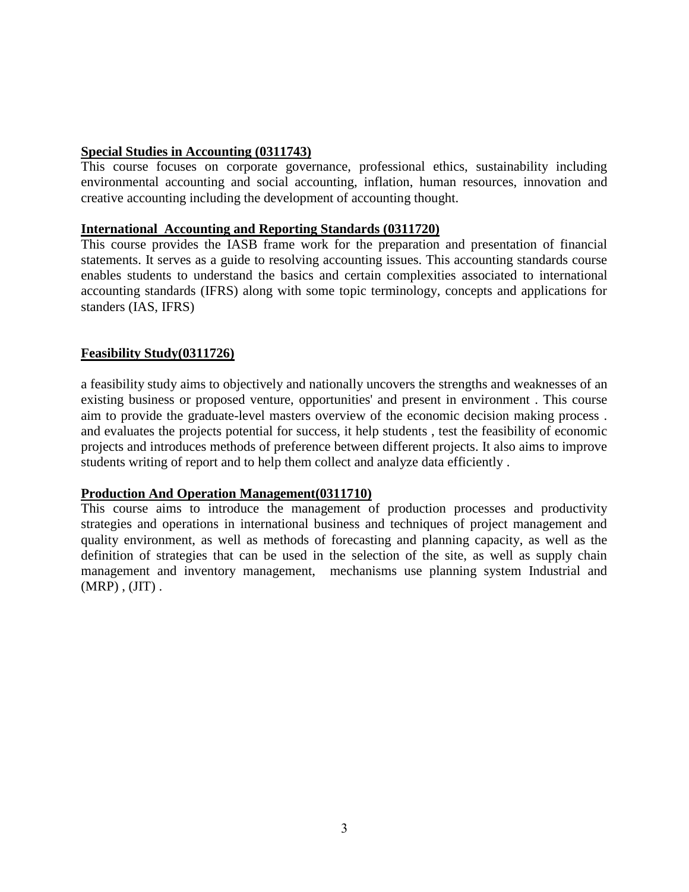**Special Studies in Accounting (0311743)**

This course focuses on corporate governance, professional ethics, sustainability including environmental accounting and social accounting, inflation, human resources, innovation and creative accounting including the development of accounting thought.

**International Accounting and Reporting Standards (0311720)**

This course provides the IASB frame work for the preparation and presentation of financial statements. It serves as a guide to resolving accounting issues. This accounting standards course enables students to understand the basics and certain complexities associated to international accounting standards (IFRS) along with some topic terminology, concepts and applications for standers (IAS, IFRS)

**Feasibility Study(0311726)**

a feasibility study aims to objectively and nationally uncovers the strengths and weaknesses of an existing business or proposed venture, opportunities' and present in environment . This course aim to provide the graduate-level masters overview of the economic decision making process . and evaluates the projects potential for success, it help students , test the feasibility of economic projects and introduces methods of preference between different projects. It also aims to improve students writing of report and to help them collect and analyze data efficiently .

**Production And Operation Management(0311710)**

This course aims to introduce the management of production processes and productivity strategies and operations in international business and techniques of project management and quality environment, as well as methods of forecasting and planning capacity, as well as the definition of strategies that can be used in the selection of the site, as well as supply chain management and inventory management, mechanisms use planning system Industrial and (MRP) , (JIT) .